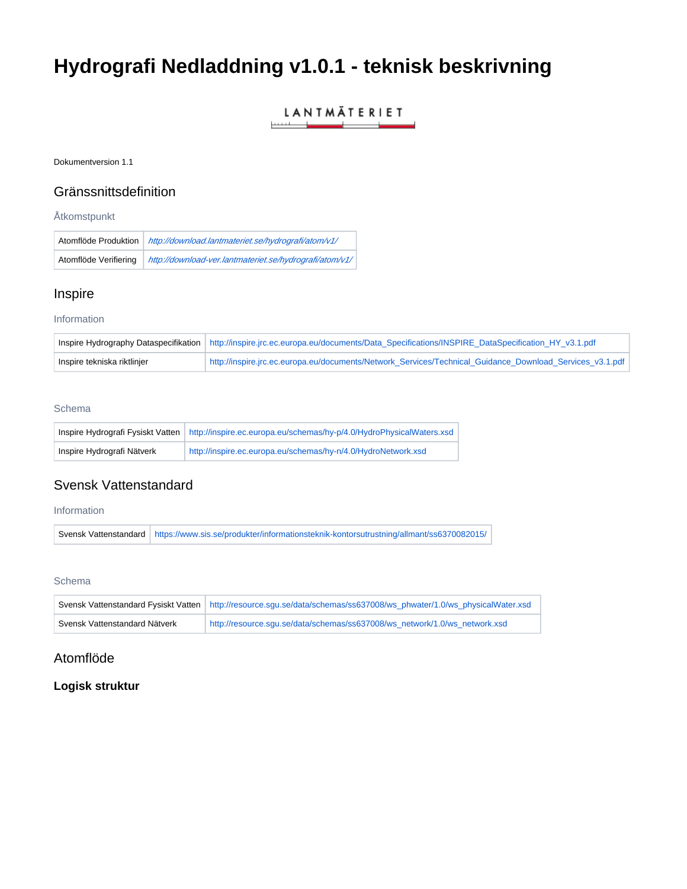# Hydrografi Nedladdning v1.0.1 - teknisk beskrivning

LANTMÄTERIET

Dokumentversion 1.1

## Gränssnittsdefinition

### Åtkomstpunkt

| | |
|---|---|
| Atomflöde Produktion | *http://download.lantmateriet.se/hydrografi/atom/v1/* |
| Atomflöde Verifiering | *http://download-ver.lantmateriet.se/hydrografi/atom/v1/* |

## Inspire

### Information

| | |
|---|---|
| Inspire Hydrography Dataspecifikation | http://inspire.jrc.ec.europa.eu/documents/Data_Specifications/INSPIRE_DataSpecification_HY_v3.1.pdf |
| Inspire tekniska riktlinjer | http://inspire.jrc.ec.europa.eu/documents/Network_Services/Technical_Guidance_Download_Services_v3.1.pdf |

### Schema

| | |
|---|---|
| Inspire Hydrografi Fysiskt Vatten | http://inspire.ec.europa.eu/schemas/hy-p/4.0/HydroPhysicalWaters.xsd |
| Inspire Hydrografi Nätverk | http://inspire.ec.europa.eu/schemas/hy-n/4.0/HydroNetwork.xsd |

## Svensk Vattenstandard

### Information

| | |
|---|---|
| Svensk Vattenstandard | https://www.sis.se/produkter/informationsteknik-kontorsutrustning/allmant/ss6370082015/ |

### Schema

| | |
|---|---|
| Svensk Vattenstandard Fysiskt Vatten | http://resource.sgu.se/data/schemas/ss637008/ws_phwater/1.0/ws_physicalWater.xsd |
| Svensk Vattenstandard Nätverk | http://resource.sgu.se/data/schemas/ss637008/ws_network/1.0/ws_network.xsd |

## Atomflöde

### Logisk struktur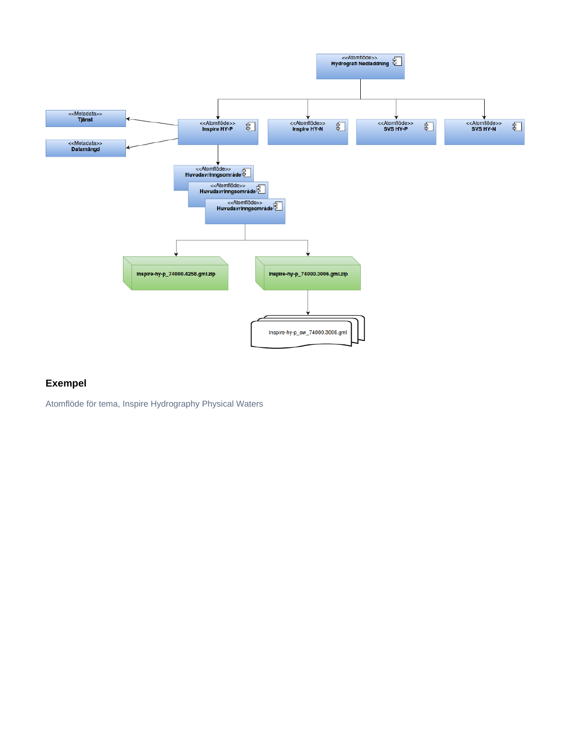### Exempel

Atomflöde för tema, Inspire Hydrography Physical Waters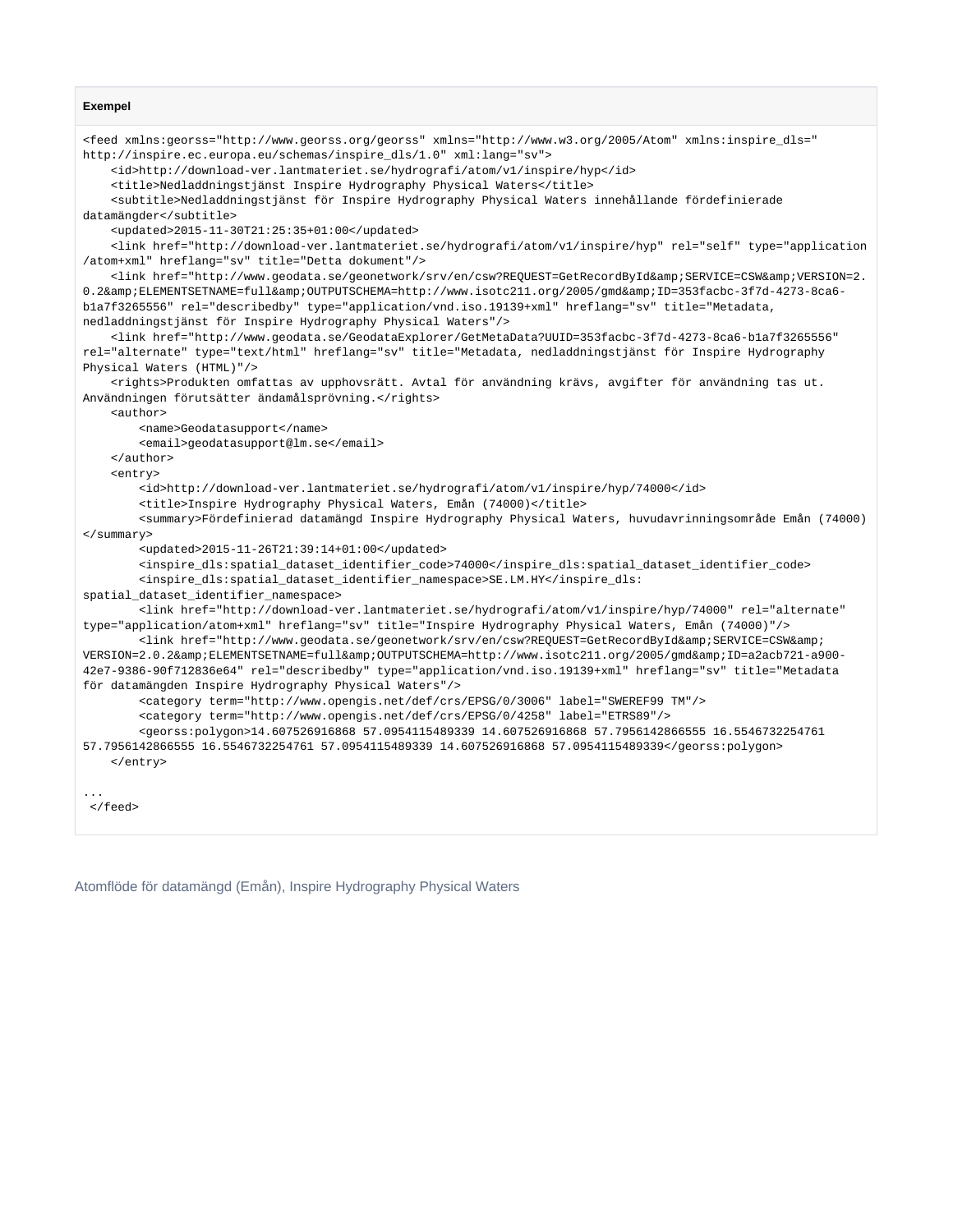**Exempel**

```
<feed xmlns:georss="http://www.georss.org/georss" xmlns="http://www.w3.org/2005/Atom" xmlns:inspire_dls="
http://inspire.ec.europa.eu/schemas/inspire_dls/1.0" xml:lang="sv">
    <id>http://download-ver.lantmateriet.se/hydrografi/atom/v1/inspire/hyp</id>
    <title>Nedladdningstjänst Inspire Hydrography Physical Waters</title>
    <subtitle>Nedladdningstjänst för Inspire Hydrography Physical Waters innehållande fördefinierade
datamängder</subtitle>
    <updated>2015-11-30T21:25:35+01:00</updated>
    <link href="http://download-ver.lantmateriet.se/hydrografi/atom/v1/inspire/hyp" rel="self" type="application
/atom+xml" hreflang="sv" title="Detta dokument"/>
    <link href="http://www.geodata.se/geonetwork/srv/en/csw?REQUEST=GetRecordById&amp;SERVICE=CSW&amp;VERSION=2.
0.2&amp;ELEMENTSETNAME=full&amp;OUTPUTSCHEMA=http://www.isotc211.org/2005/gmd&amp;ID=353facbc-3f7d-4273-8ca6-
b1a7f3265556" rel="describedby" type="application/vnd.iso.19139+xml" hreflang="sv" title="Metadata,
nedladdningstjänst för Inspire Hydrography Physical Waters"/>
    <link href="http://www.geodata.se/GeodataExplorer/GetMetaData?UUID=353facbc-3f7d-4273-8ca6-b1a7f3265556"
rel="alternate" type="text/html" hreflang="sv" title="Metadata, nedladdningstjänst för Inspire Hydrography
Physical Waters (HTML)"/>
    <rights>Produkten omfattas av upphovsrätt. Avtal för användning krävs, avgifter för användning tas ut.
Användningen förutsätter ändamålsprövning.</rights>
    <author>
        <name>Geodatasupport</name>
        <email>geodatasupport@lm.se</email>
    </author>
    <entry>
        <id>http://download-ver.lantmateriet.se/hydrografi/atom/v1/inspire/hyp/74000</id>
        <title>Inspire Hydrography Physical Waters, Emån (74000)</title>
        <summary>Fördefinierad datamängd Inspire Hydrography Physical Waters, huvudavrinningsområde Emån (74000)
</summary>
        <updated>2015-11-26T21:39:14+01:00</updated>
        <inspire_dls:spatial_dataset_identifier_code>74000</inspire_dls:spatial_dataset_identifier_code>
        <inspire_dls:spatial_dataset_identifier_namespace>SE.LM.HY</inspire_dls:
spatial_dataset_identifier_namespace>
        <link href="http://download-ver.lantmateriet.se/hydrografi/atom/v1/inspire/hyp/74000" rel="alternate"
type="application/atom+xml" hreflang="sv" title="Inspire Hydrography Physical Waters, Emån (74000)"/>
        <link href="http://www.geodata.se/geonetwork/srv/en/csw?REQUEST=GetRecordById&amp;SERVICE=CSW&amp;
VERSION=2.0.2&amp;ELEMENTSETNAME=full&amp;OUTPUTSCHEMA=http://www.isotc211.org/2005/gmd&amp;ID=a2acb721-a900-
42e7-9386-90f712836e64" rel="describedby" type="application/vnd.iso.19139+xml" hreflang="sv" title="Metadata
för datamängden Inspire Hydrography Physical Waters"/>
        <category term="http://www.opengis.net/def/crs/EPSG/0/3006" label="SWEREF99 TM"/>
        <category term="http://www.opengis.net/def/crs/EPSG/0/4258" label="ETRS89"/>
        <georss:polygon>14.607526916868 57.0954115489339 14.607526916868 57.7956142866555 16.5546732254761
57.7956142866555 16.5546732254761 57.0954115489339 14.607526916868 57.0954115489339</georss:polygon>
    </entry>

...
 </feed>
```

Atomflöde för datamängd (Emån), Inspire Hydrography Physical Waters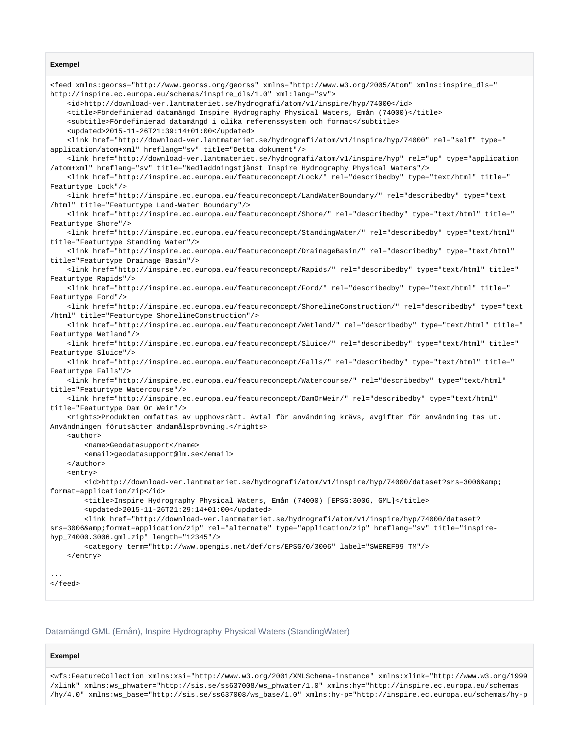**Exempel**

```
<feed xmlns:georss="http://www.georss.org/georss" xmlns="http://www.w3.org/2005/Atom" xmlns:inspire_dls="
http://inspire.ec.europa.eu/schemas/inspire_dls/1.0" xml:lang="sv">
    <id>http://download-ver.lantmateriet.se/hydrografi/atom/v1/inspire/hyp/74000</id>
    <title>Fördefinierad datamängd Inspire Hydrography Physical Waters, Emån (74000)</title>
    <subtitle>Fördefinierad datamängd i olika referenssystem och format</subtitle>
    <updated>2015-11-26T21:39:14+01:00</updated>
    <link href="http://download-ver.lantmateriet.se/hydrografi/atom/v1/inspire/hyp/74000" rel="self" type="
application/atom+xml" hreflang="sv" title="Detta dokument"/>
    <link href="http://download-ver.lantmateriet.se/hydrografi/atom/v1/inspire/hyp" rel="up" type="application
/atom+xml" hreflang="sv" title="Nedladdningstjänst Inspire Hydrography Physical Waters"/>
    <link href="http://inspire.ec.europa.eu/featureconcept/Lock/" rel="describedby" type="text/html" title="
Featurtype Lock"/>
    <link href="http://inspire.ec.europa.eu/featureconcept/LandWaterBoundary/" rel="describedby" type="text
/html" title="Featurtype Land-Water Boundary"/>
    <link href="http://inspire.ec.europa.eu/featureconcept/Shore/" rel="describedby" type="text/html" title="
Featurtype Shore"/>
    <link href="http://inspire.ec.europa.eu/featureconcept/StandingWater/" rel="describedby" type="text/html"
title="Featurtype Standing Water"/>
    <link href="http://inspire.ec.europa.eu/featureconcept/DrainageBasin/" rel="describedby" type="text/html"
title="Featurtype Drainage Basin"/>
    <link href="http://inspire.ec.europa.eu/featureconcept/Rapids/" rel="describedby" type="text/html" title="
Featurtype Rapids"/>
    <link href="http://inspire.ec.europa.eu/featureconcept/Ford/" rel="describedby" type="text/html" title="
Featurtype Ford"/>
    <link href="http://inspire.ec.europa.eu/featureconcept/ShorelineConstruction/" rel="describedby" type="text
/html" title="Featurtype ShorelineConstruction"/>
    <link href="http://inspire.ec.europa.eu/featureconcept/Wetland/" rel="describedby" type="text/html" title="
Featurtype Wetland"/>
    <link href="http://inspire.ec.europa.eu/featureconcept/Sluice/" rel="describedby" type="text/html" title="
Featurtype Sluice"/>
    <link href="http://inspire.ec.europa.eu/featureconcept/Falls/" rel="describedby" type="text/html" title="
Featurtype Falls"/>
    <link href="http://inspire.ec.europa.eu/featureconcept/Watercourse/" rel="describedby" type="text/html"
title="Featurtype Watercourse"/>
    <link href="http://inspire.ec.europa.eu/featureconcept/DamOrWeir/" rel="describedby" type="text/html"
title="Featurtype Dam Or Weir"/>
    <rights>Produkten omfattas av upphovsrätt. Avtal för användning krävs, avgifter för användning tas ut.
Användningen förutsätter ändamålsprövning.</rights>
    <author>
        <name>Geodatasupport</name>
        <email>geodatasupport@lm.se</email>
    </author>
    <entry>
        <id>http://download-ver.lantmateriet.se/hydrografi/atom/v1/inspire/hyp/74000/dataset?srs=3006&amp;
format=application/zip</id>
        <title>Inspire Hydrography Physical Waters, Emån (74000) [EPSG:3006, GML]</title>
        <updated>2015-11-26T21:29:14+01:00</updated>
        <link href="http://download-ver.lantmateriet.se/hydrografi/atom/v1/inspire/hyp/74000/dataset?
srs=3006&amp;format=application/zip" rel="alternate" type="application/zip" hreflang="sv" title="inspire-
hyp_74000.3006.gml.zip" length="12345"/>
        <category term="http://www.opengis.net/def/crs/EPSG/0/3006" label="SWEREF99 TM"/>
    </entry>

...
</feed>
```

### Datamängd GML (Emån), Inspire Hydrography Physical Waters (StandingWater)

**Exempel**

```
<wfs:FeatureCollection xmlns:xsi="http://www.w3.org/2001/XMLSchema-instance" xmlns:xlink="http://www.w3.org/1999
/xlink" xmlns:ws_phwater="http://sis.se/ss637008/ws_phwater/1.0" xmlns:hy="http://inspire.ec.europa.eu/schemas
/hy/4.0" xmlns:ws_base="http://sis.se/ss637008/ws_base/1.0" xmlns:hy-p="http://inspire.ec.europa.eu/schemas/hy-p
```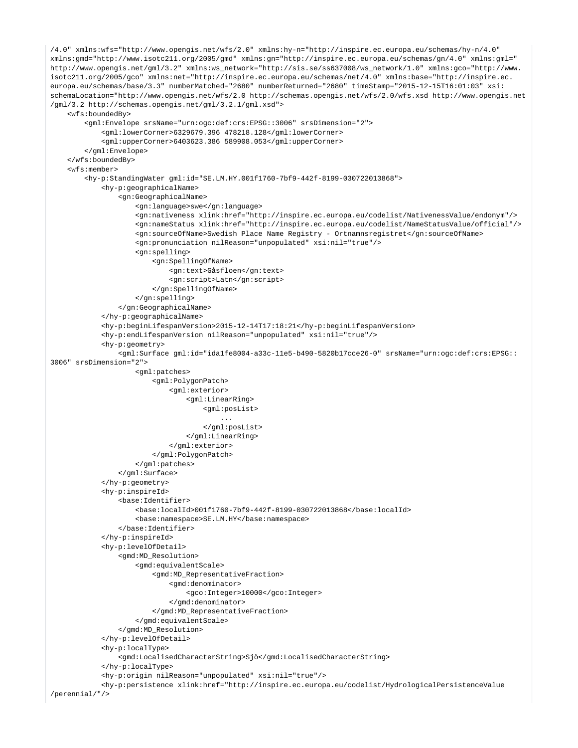```
/4.0" xmlns:wfs="http://www.opengis.net/wfs/2.0" xmlns:hy-n="http://inspire.ec.europa.eu/schemas/hy-n/4.0"
xmlns:gmd="http://www.isotc211.org/2005/gmd" xmlns:gn="http://inspire.ec.europa.eu/schemas/gn/4.0" xmlns:gml="
http://www.opengis.net/gml/3.2" xmlns:ws_network="http://sis.se/ss637008/ws_network/1.0" xmlns:gco="http://www.
isotc211.org/2005/gco" xmlns:net="http://inspire.ec.europa.eu/schemas/net/4.0" xmlns:base="http://inspire.ec.
europa.eu/schemas/base/3.3" numberMatched="2680" numberReturned="2680" timeStamp="2015-12-15T16:01:03" xsi:
schemaLocation="http://www.opengis.net/wfs/2.0 http://schemas.opengis.net/wfs/2.0/wfs.xsd http://www.opengis.net
/gml/3.2 http://schemas.opengis.net/gml/3.2.1/gml.xsd">
    <wfs:boundedBy>
        <gml:Envelope srsName="urn:ogc:def:crs:EPSG::3006" srsDimension="2">
            <gml:lowerCorner>6329679.396 478218.128</gml:lowerCorner>
            <gml:upperCorner>6403623.386 589908.053</gml:upperCorner>
        </gml:Envelope>
    </wfs:boundedBy>
    <wfs:member>
        <hy-p:StandingWater gml:id="SE.LM.HY.001f1760-7bf9-442f-8199-030722013868">
            <hy-p:geographicalName>
                <gn:GeographicalName>
                    <gn:language>swe</gn:language>
                    <gn:nativeness xlink:href="http://inspire.ec.europa.eu/codelist/NativenessValue/endonym"/>
                    <gn:nameStatus xlink:href="http://inspire.ec.europa.eu/codelist/NameStatusValue/official"/>
                    <gn:sourceOfName>Swedish Place Name Registry - Ortnamnsregistret</gn:sourceOfName>
                    <gn:pronunciation nilReason="unpopulated" xsi:nil="true"/>
                    <gn:spelling>
                        <gn:SpellingOfName>
                            <gn:text>Gåsfloen</gn:text>
                            <gn:script>Latn</gn:script>
                        </gn:SpellingOfName>
                    </gn:spelling>
                </gn:GeographicalName>
            </hy-p:geographicalName>
            <hy-p:beginLifespanVersion>2015-12-14T17:18:21</hy-p:beginLifespanVersion>
            <hy-p:endLifespanVersion nilReason="unpopulated" xsi:nil="true"/>
            <hy-p:geometry>
                <gml:Surface gml:id="ida1fe8004-a33c-11e5-b490-5820b17cce26-0" srsName="urn:ogc:def:crs:EPSG::
3006" srsDimension="2">
                    <gml:patches>
                        <gml:PolygonPatch>
                            <gml:exterior>
                                <gml:LinearRing>
                                    <gml:posList>
                                        ...
                                    </gml:posList>
                                </gml:LinearRing>
                            </gml:exterior>
                        </gml:PolygonPatch>
                    </gml:patches>
                </gml:Surface>
            </hy-p:geometry>
            <hy-p:inspireId>
                <base:Identifier>
                    <base:localId>001f1760-7bf9-442f-8199-030722013868</base:localId>
                    <base:namespace>SE.LM.HY</base:namespace>
                </base:Identifier>
            </hy-p:inspireId>
            <hy-p:levelOfDetail>
                <gmd:MD_Resolution>
                    <gmd:equivalentScale>
                        <gmd:MD_RepresentativeFraction>
                            <gmd:denominator>
                                <gco:Integer>10000</gco:Integer>
                            </gmd:denominator>
                        </gmd:MD_RepresentativeFraction>
                    </gmd:equivalentScale>
                </gmd:MD_Resolution>
            </hy-p:levelOfDetail>
            <hy-p:localType>
                <gmd:LocalisedCharacterString>Sjö</gmd:LocalisedCharacterString>
            </hy-p:localType>
            <hy-p:origin nilReason="unpopulated" xsi:nil="true"/>
            <hy-p:persistence xlink:href="http://inspire.ec.europa.eu/codelist/HydrologicalPersistenceValue
/perennial/"/>
```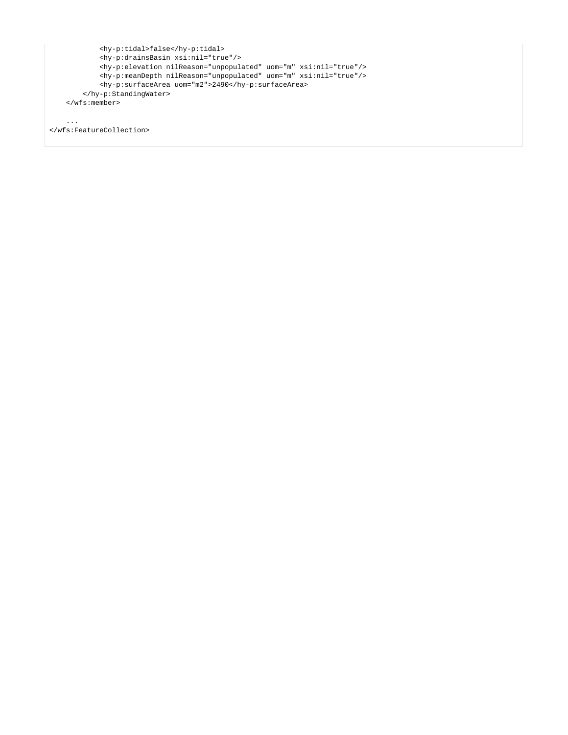```
            <hy-p:tidal>false</hy-p:tidal>
            <hy-p:drainsBasin xsi:nil="true"/>
            <hy-p:elevation nilReason="unpopulated" uom="m" xsi:nil="true"/>
            <hy-p:meanDepth nilReason="unpopulated" uom="m" xsi:nil="true"/>
            <hy-p:surfaceArea uom="m2">2490</hy-p:surfaceArea>
        </hy-p:StandingWater>
    </wfs:member>

    ...
</wfs:FeatureCollection>
```